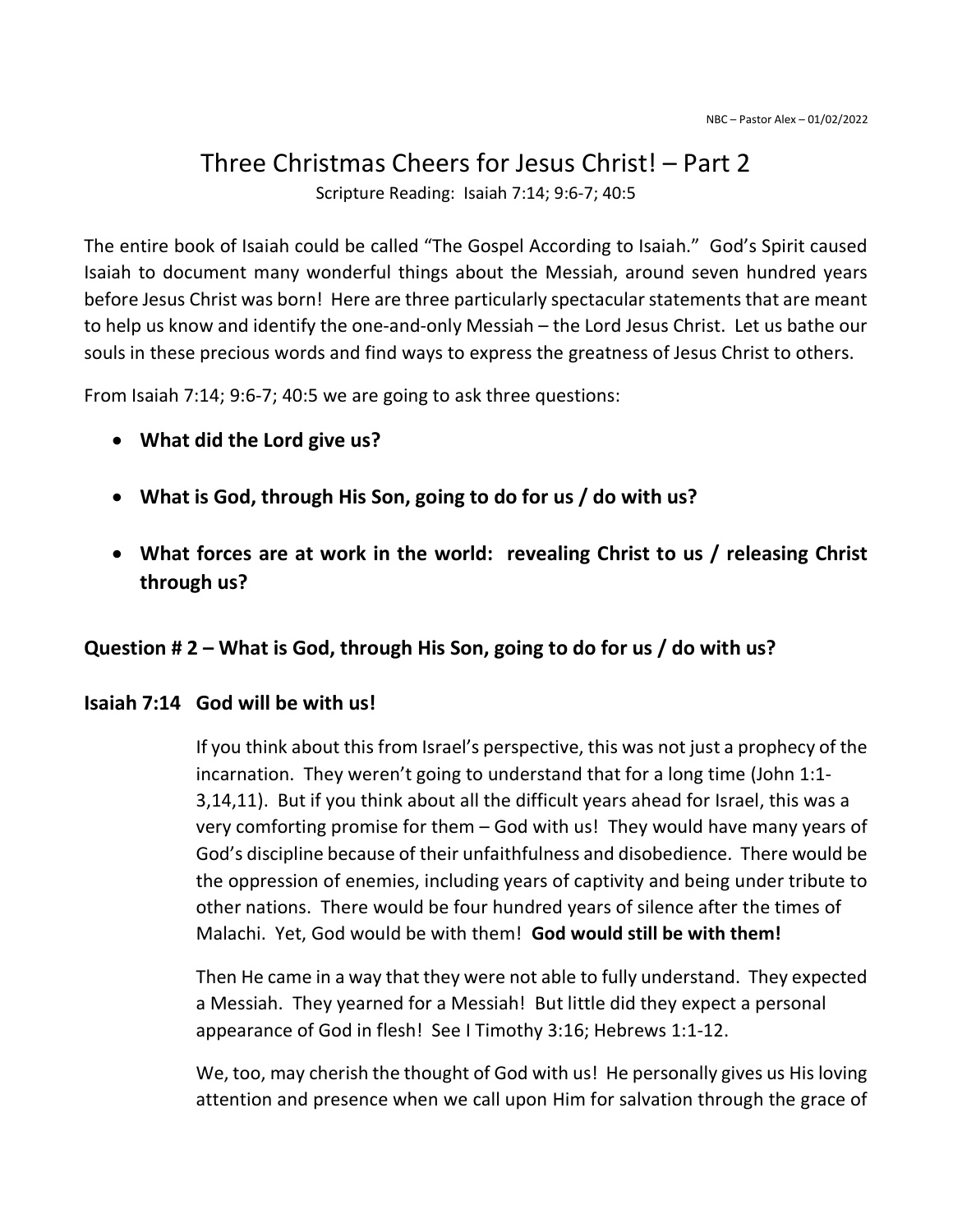NBC – Pastor Alex – 01/02/2022

# Three Christmas Cheers for Jesus Christ! – Part 2

Scripture Reading: Isaiah 7:14; 9:6-7; 40:5

The entire book of Isaiah could be called "The Gospel According to Isaiah." God's Spirit caused Isaiah to document many wonderful things about the Messiah, around seven hundred years before Jesus Christ was born! Here are three particularly spectacular statements that are meant to help us know and identify the one-and-only Messiah – the Lord Jesus Christ. Let us bathe our souls in these precious words and find ways to express the greatness of Jesus Christ to others.

From Isaiah 7:14; 9:6-7; 40:5 we are going to ask three questions:

- **What did the Lord give us?**
- **What is God, through His Son, going to do for us / do with us?**
- **What forces are at work in the world: revealing Christ to us / releasing Christ through us?**

## Question # 2 – What is God, through His Son, going to do for us / do with us?

### Isaiah 7:14 God will be with us!

If you think about this from Israel's perspective, this was not just a prophecy of the incarnation. They weren't going to understand that for a long time (John 1:1-3,14,11). But if you think about all the difficult years ahead for Israel, this was a very comforting promise for them – God with us! They would have many years of God's discipline because of their unfaithfulness and disobedience. There would be the oppression of enemies, including years of captivity and being under tribute to other nations. There would be four hundred years of silence after the times of Malachi. Yet, God would be with them! **God would still be with them!**

Then He came in a way that they were not able to fully understand. They expected a Messiah. They yearned for a Messiah! But little did they expect a personal appearance of God in flesh! See I Timothy 3:16; Hebrews 1:1-12.

We, too, may cherish the thought of God with us! He personally gives us His loving attention and presence when we call upon Him for salvation through the grace of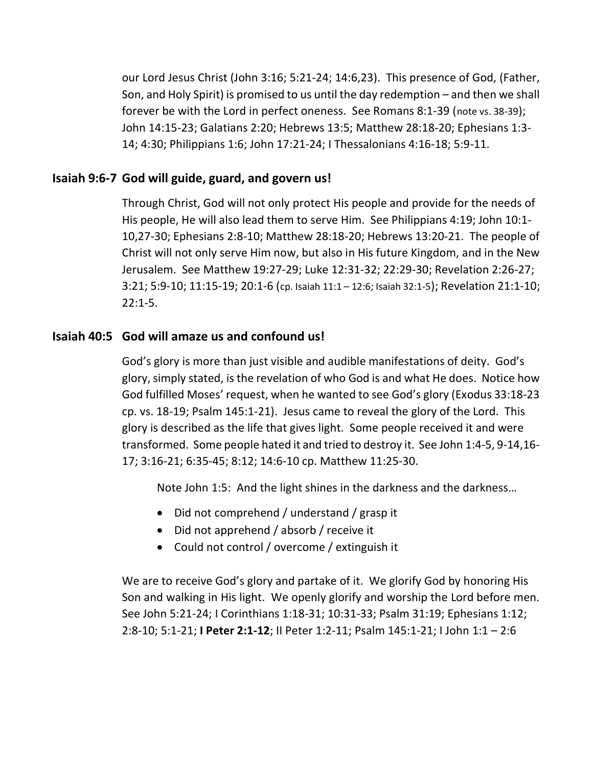our Lord Jesus Christ (John 3:16; 5:21-24; 14:6,23). This presence of God, (Father, Son, and Holy Spirit) is promised to us until the day redemption – and then we shall forever be with the Lord in perfect oneness. See Romans 8:1-39 (note vs. 38-39); John 14:15-23; Galatians 2:20; Hebrews 13:5; Matthew 28:18-20; Ephesians 1:3-14; 4:30; Philippians 1:6; John 17:21-24; I Thessalonians 4:16-18; 5:9-11.

## Isaiah 9:6-7 God will guide, guard, and govern us!

Through Christ, God will not only protect His people and provide for the needs of His people, He will also lead them to serve Him. See Philippians 4:19; John 10:1-10,27-30; Ephesians 2:8-10; Matthew 28:18-20; Hebrews 13:20-21. The people of Christ will not only serve Him now, but also in His future Kingdom, and in the New Jerusalem. See Matthew 19:27-29; Luke 12:31-32; 22:29-30; Revelation 2:26-27; 3:21; 5:9-10; 11:15-19; 20:1-6 (cp. Isaiah 11:1 – 12:6; Isaiah 32:1-5); Revelation 21:1-10; 22:1-5.

## Isaiah 40:5 God will amaze us and confound us!

God's glory is more than just visible and audible manifestations of deity. God's glory, simply stated, is the revelation of who God is and what He does. Notice how God fulfilled Moses' request, when he wanted to see God's glory (Exodus 33:18-23 cp. vs. 18-19; Psalm 145:1-21). Jesus came to reveal the glory of the Lord. This glory is described as the life that gives light. Some people received it and were transformed. Some people hated it and tried to destroy it. See John 1:4-5, 9-14,16-17; 3:16-21; 6:35-45; 8:12; 14:6-10 cp. Matthew 11:25-30.

Note John 1:5: And the light shines in the darkness and the darkness…

- Did not comprehend / understand / grasp it
- Did not apprehend / absorb / receive it
- Could not control / overcome / extinguish it

We are to receive God's glory and partake of it. We glorify God by honoring His Son and walking in His light. We openly glorify and worship the Lord before men. See John 5:21-24; I Corinthians 1:18-31; 10:31-33; Psalm 31:19; Ephesians 1:12; 2:8-10; 5:1-21; **I Peter 2:1-12**; II Peter 1:2-11; Psalm 145:1-21; I John 1:1 – 2:6